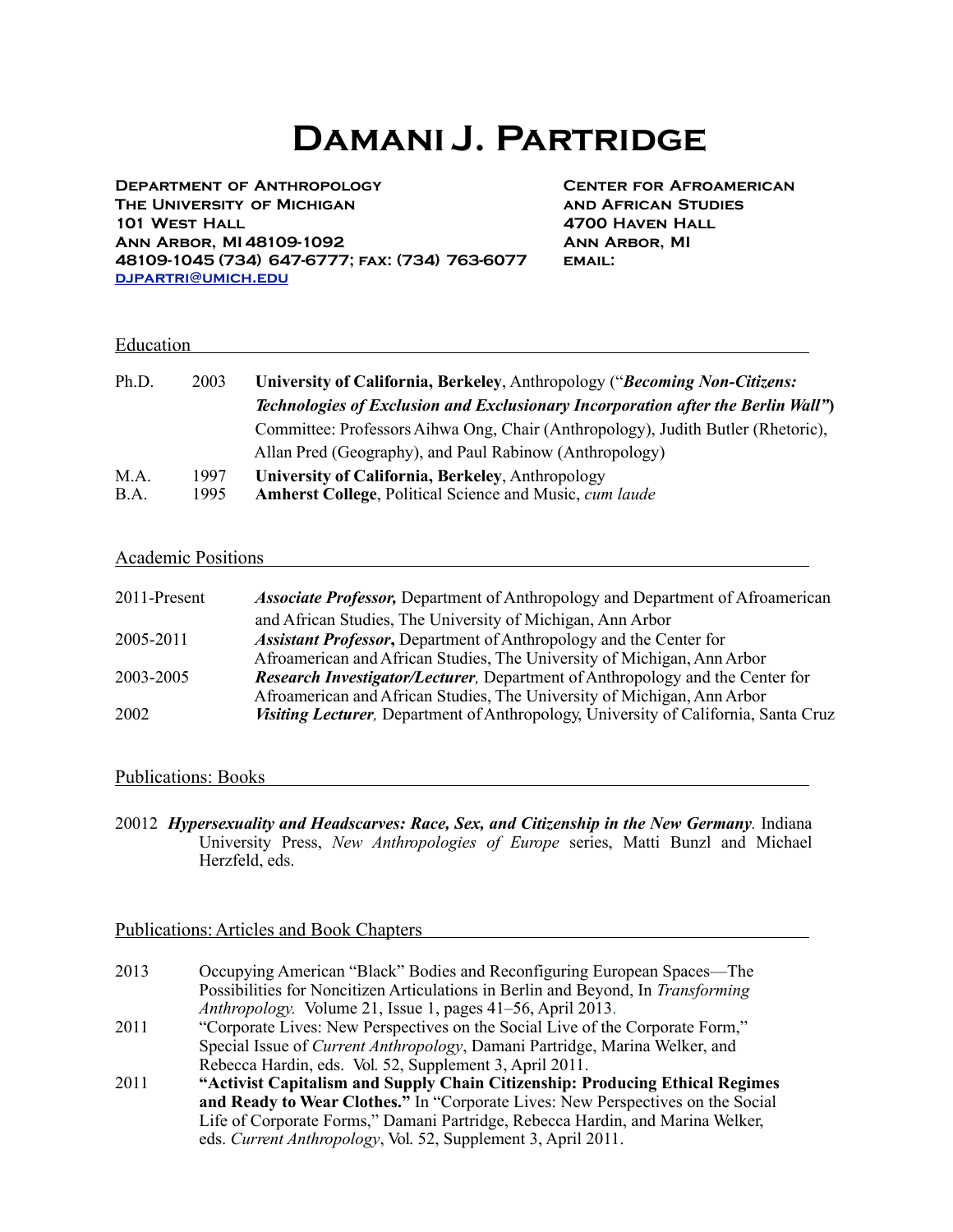# Damani J. Partridge

**Department of Anthropology**
**The University of Michigan**
**101 West Hall**
**Ann Arbor, MI 48109-1092**
**48109-1045 (734) 647-6777; fax: (734) 763-6077**
**djpartri@umich.edu**

**Center for Afroamerican and African Studies**
**4700 Haven Hall**
**Ann Arbor, MI**
**email:**

## Education

| | | |
|---|---|---|
| Ph.D. | 2003 | **University of California, Berkeley**, Anthropology ("***Becoming Non-Citizens: Technologies of Exclusion and Exclusionary Incorporation after the Berlin Wall"***) Committee: Professors Aihwa Ong, Chair (Anthropology), Judith Butler (Rhetoric), Allan Pred (Geography), and Paul Rabinow (Anthropology) |
| M.A. | 1997 | **University of California, Berkeley**, Anthropology |
| B.A. | 1995 | **Amherst College**, Political Science and Music, *cum laude* |

## Academic Positions

| | |
|---|---|
| 2011-Present | ***Associate Professor,*** Department of Anthropology and Department of Afroamerican and African Studies, The University of Michigan, Ann Arbor |
| 2005-2011 | ***Assistant Professor*,** Department of Anthropology and the Center for Afroamerican and African Studies, The University of Michigan, Ann Arbor |
| 2003-2005 | ***Research Investigator/Lecturer,*** Department of Anthropology and the Center for Afroamerican and African Studies, The University of Michigan, Ann Arbor |
| 2002 | ***Visiting Lecturer,*** Department of Anthropology, University of California, Santa Cruz |

## Publications: Books

20012 ***Hypersexuality and Headscarves: Race, Sex, and Citizenship in the New Germany****.* Indiana University Press, *New Anthropologies of Europe* series, Matti Bunzl and Michael Herzfeld, eds.

## Publications: Articles and Book Chapters

| | |
|---|---|
| 2013 | Occupying American "Black" Bodies and Reconfiguring European Spaces—The Possibilities for Noncitizen Articulations in Berlin and Beyond, In *Transforming Anthropology.* Volume 21, Issue 1, pages 41–56, April 2013. |
| 2011 | "Corporate Lives: New Perspectives on the Social Live of the Corporate Form," Special Issue of *Current Anthropology*, Damani Partridge, Marina Welker, and Rebecca Hardin, eds. Vol. 52, Supplement 3, April 2011. |
| 2011 | **"Activist Capitalism and Supply Chain Citizenship: Producing Ethical Regimes and Ready to Wear Clothes."** In "Corporate Lives: New Perspectives on the Social Life of Corporate Forms," Damani Partridge, Rebecca Hardin, and Marina Welker, eds. *Current Anthropology*, Vol. 52, Supplement 3, April 2011. |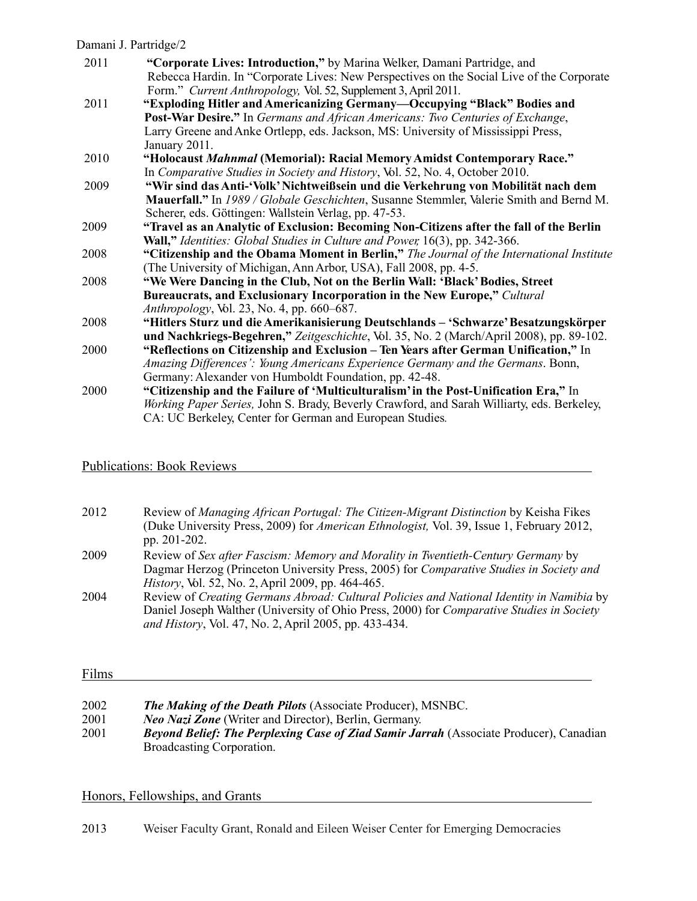2011 **"Corporate Lives: Introduction,"** by Marina Welker, Damani Partridge, and Rebecca Hardin. In "Corporate Lives: New Perspectives on the Social Live of the Corporate Form." *Current Anthropology,* Vol. 52, Supplement 3, April 2011.

2011 **"Exploding Hitler and Americanizing Germany—Occupying "Black" Bodies and Post-War Desire."** In *Germans and African Americans: Two Centuries of Exchange*, Larry Greene and Anke Ortlepp, eds. Jackson, MS: University of Mississippi Press, January 2011.

2010 **"Holocaust *Mahnmal* (Memorial): Racial Memory Amidst Contemporary Race."** In *Comparative Studies in Society and History*, Vol. 52, No. 4, October 2010.

2009 **"Wir sind das Anti-'Volk' Nichtweißsein und die Verkehrung von Mobilität nach dem Mauerfall."** In *1989 / Globale Geschichten*, Susanne Stemmler, Valerie Smith and Bernd M. Scherer, eds. Göttingen: Wallstein Verlag, pp. 47-53.

2009 **"Travel as an Analytic of Exclusion: Becoming Non-Citizens after the fall of the Berlin Wall,"** *Identities: Global Studies in Culture and Power,* 16(3), pp. 342-366.

2008 **"Citizenship and the Obama Moment in Berlin,"** *The Journal of the International Institute* (The University of Michigan, Ann Arbor, USA), Fall 2008, pp. 4-5.

2008 **"We Were Dancing in the Club, Not on the Berlin Wall: 'Black' Bodies, Street Bureaucrats, and Exclusionary Incorporation in the New Europe,"** *Cultural Anthropology*, Vol. 23, No. 4, pp. 660–687.

2008 **"Hitlers Sturz und die Amerikanisierung Deutschlands – 'Schwarze' Besatzungskörper und Nachkriegs-Begehren,"** *Zeitgeschichte*, Vol. 35, No. 2 (March/April 2008), pp. 89-102.

2000 **"Reflections on Citizenship and Exclusion – Ten Years after German Unification,"** In *Amazing Differences': Young Americans Experience Germany and the Germans*. Bonn, Germany: Alexander von Humboldt Foundation, pp. 42-48.

2000 **"Citizenship and the Failure of 'Multiculturalism' in the Post-Unification Era,"** In *Working Paper Series,* John S. Brady, Beverly Crawford, and Sarah Williarty, eds. Berkeley, CA: UC Berkeley, Center for German and European Studies.

## Publications: Book Reviews

2012 Review of *Managing African Portugal: The Citizen-Migrant Distinction* by Keisha Fikes (Duke University Press, 2009) for *American Ethnologist,* Vol. 39, Issue 1, February 2012, pp. 201-202.

2009 Review of *Sex after Fascism: Memory and Morality in Twentieth-Century Germany* by Dagmar Herzog (Princeton University Press, 2005) for *Comparative Studies in Society and History*, Vol. 52, No. 2, April 2009, pp. 464-465.

2004 Review of *Creating Germans Abroad: Cultural Policies and National Identity in Namibia* by Daniel Joseph Walther (University of Ohio Press, 2000) for *Comparative Studies in Society and History*, Vol. 47, No. 2, April 2005, pp. 433-434.

## Films

2002 ***The Making of the Death Pilots*** (Associate Producer), MSNBC.

2001 ***Neo Nazi Zone*** (Writer and Director), Berlin, Germany.

2001 ***Beyond Belief: The Perplexing Case of Ziad Samir Jarrah*** (Associate Producer), Canadian Broadcasting Corporation.

## Honors, Fellowships, and Grants

2013 Weiser Faculty Grant, Ronald and Eileen Weiser Center for Emerging Democracies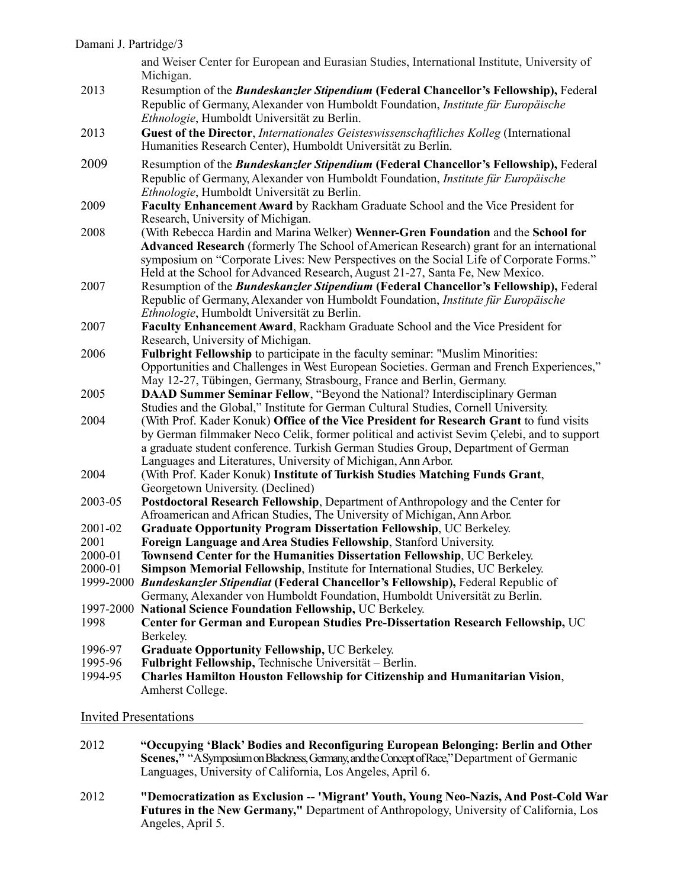and Weiser Center for European and Eurasian Studies, International Institute, University of Michigan.

2013 Resumption of the ***Bundeskanzler Stipendium* (Federal Chancellor's Fellowship),** Federal Republic of Germany, Alexander von Humboldt Foundation, *Institute für Europäische Ethnologie*, Humboldt Universität zu Berlin.

2013 **Guest of the Director**, *Internationales Geisteswissenschaftliches Kolleg* (International Humanities Research Center), Humboldt Universität zu Berlin.

2009 Resumption of the ***Bundeskanzler Stipendium* (Federal Chancellor's Fellowship),** Federal Republic of Germany, Alexander von Humboldt Foundation, *Institute für Europäische Ethnologie*, Humboldt Universität zu Berlin.

2009 **Faculty Enhancement Award** by Rackham Graduate School and the Vice President for Research, University of Michigan.

2008 (With Rebecca Hardin and Marina Welker) **Wenner-Gren Foundation** and the **School for Advanced Research** (formerly The School of American Research) grant for an international symposium on "Corporate Lives: New Perspectives on the Social Life of Corporate Forms." Held at the School for Advanced Research, August 21-27, Santa Fe, New Mexico.

2007 Resumption of the ***Bundeskanzler Stipendium* (Federal Chancellor's Fellowship),** Federal Republic of Germany, Alexander von Humboldt Foundation, *Institute für Europäische Ethnologie*, Humboldt Universität zu Berlin.

2007 **Faculty Enhancement Award**, Rackham Graduate School and the Vice President for Research, University of Michigan.

2006 **Fulbright Fellowship** to participate in the faculty seminar: "Muslim Minorities: Opportunities and Challenges in West European Societies. German and French Experiences," May 12-27, Tübingen, Germany, Strasbourg, France and Berlin, Germany.

2005 **DAAD Summer Seminar Fellow**, "Beyond the National? Interdisciplinary German Studies and the Global," Institute for German Cultural Studies, Cornell University.

2004 (With Prof. Kader Konuk) **Office of the Vice President for Research Grant** to fund visits by German filmmaker Neco Celik, former political and activist Sevim Çelebi, and to support a graduate student conference. Turkish German Studies Group, Department of German Languages and Literatures, University of Michigan, Ann Arbor.

2004 (With Prof. Kader Konuk) **Institute of Turkish Studies Matching Funds Grant**, Georgetown University. (Declined)

2003-05 **Postdoctoral Research Fellowship**, Department of Anthropology and the Center for Afroamerican and African Studies, The University of Michigan, Ann Arbor.

2001-02 **Graduate Opportunity Program Dissertation Fellowship**, UC Berkeley.

2001 **Foreign Language and Area Studies Fellowship**, Stanford University.

2000-01 **Townsend Center for the Humanities Dissertation Fellowship**, UC Berkeley.

2000-01 **Simpson Memorial Fellowship**, Institute for International Studies, UC Berkeley.

1999-2000 ***Bundeskanzler Stipendiat* (Federal Chancellor's Fellowship),** Federal Republic of Germany, Alexander von Humboldt Foundation, Humboldt Universität zu Berlin.

1997-2000 **National Science Foundation Fellowship,** UC Berkeley.

1998 **Center for German and European Studies Pre-Dissertation Research Fellowship,** UC Berkeley.

1996-97 **Graduate Opportunity Fellowship,** UC Berkeley.

1995-96 **Fulbright Fellowship,** Technische Universität – Berlin.

1994-95 **Charles Hamilton Houston Fellowship for Citizenship and Humanitarian Vision**, Amherst College.

## Invited Presentations

2012 **"Occupying 'Black' Bodies and Reconfiguring European Belonging: Berlin and Other Scenes,"** "A Symposium on Blackness, Germany, and the Concept of Race," Department of Germanic Languages, University of California, Los Angeles, April 6.

2012 **"Democratization as Exclusion -- 'Migrant' Youth, Young Neo-Nazis, And Post-Cold War Futures in the New Germany,"** Department of Anthropology, University of California, Los Angeles, April 5.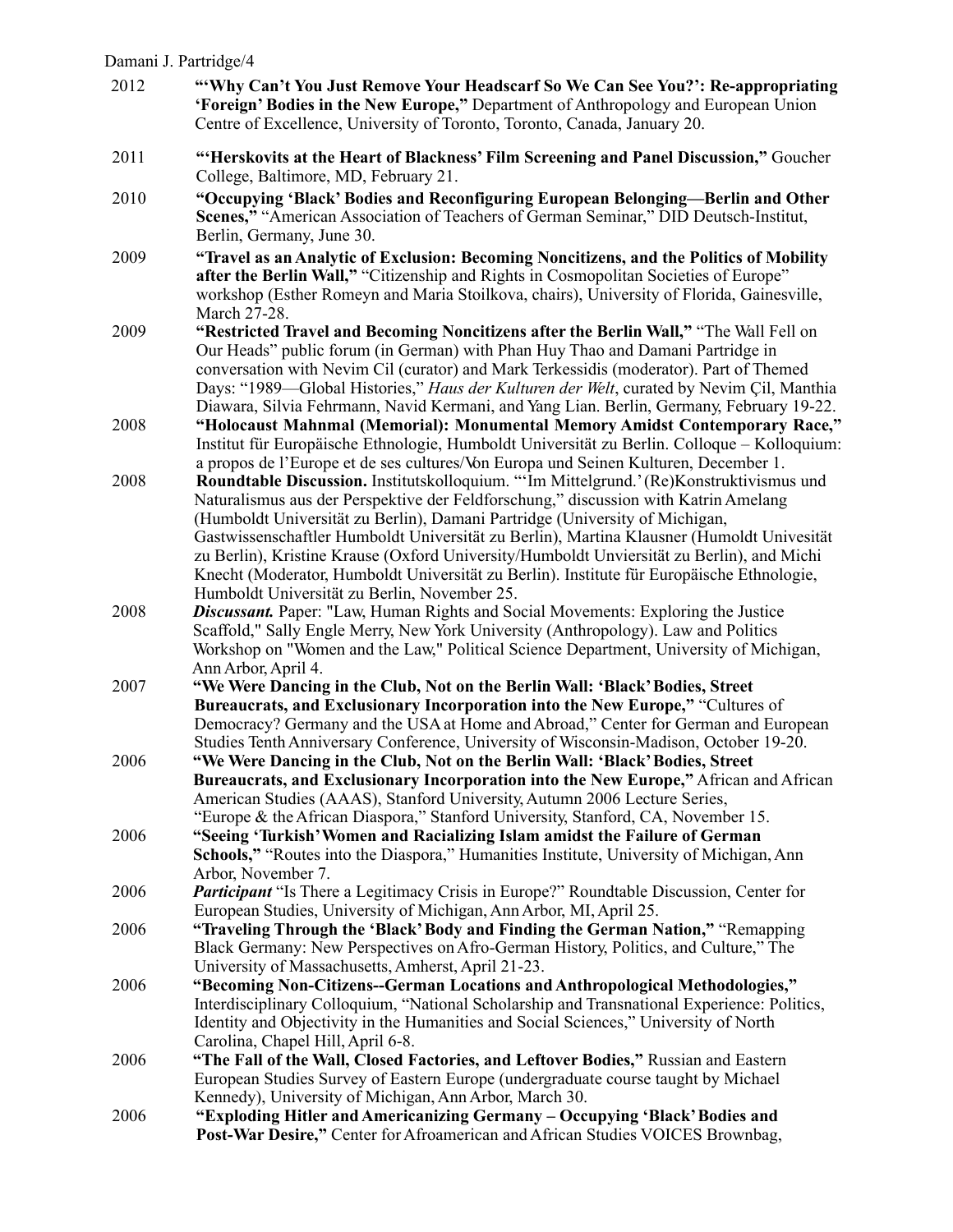2012 **"'Why Can't You Just Remove Your Headscarf So We Can See You?': Re-appropriating 'Foreign' Bodies in the New Europe,"** Department of Anthropology and European Union Centre of Excellence, University of Toronto, Toronto, Canada, January 20.

2011 **"'Herskovits at the Heart of Blackness' Film Screening and Panel Discussion,"** Goucher College, Baltimore, MD, February 21.

2010 **"Occupying 'Black' Bodies and Reconfiguring European Belonging—Berlin and Other Scenes,"** "American Association of Teachers of German Seminar," DID Deutsch-Institut, Berlin, Germany, June 30.

2009 **"Travel as an Analytic of Exclusion: Becoming Noncitizens, and the Politics of Mobility after the Berlin Wall,"** "Citizenship and Rights in Cosmopolitan Societies of Europe" workshop (Esther Romeyn and Maria Stoilkova, chairs), University of Florida, Gainesville, March 27-28.

2009 **"Restricted Travel and Becoming Noncitizens after the Berlin Wall,"** "The Wall Fell on Our Heads" public forum (in German) with Phan Huy Thao and Damani Partridge in conversation with Nevim Cil (curator) and Mark Terkessidis (moderator). Part of Themed Days: "1989—Global Histories," *Haus der Kulturen der Welt*, curated by Nevim Çil, Manthia Diawara, Silvia Fehrmann, Navid Kermani, and Yang Lian. Berlin, Germany, February 19-22.

2008 **"Holocaust Mahnmal (Memorial): Monumental Memory Amidst Contemporary Race,"** Institut für Europäische Ethnologie, Humboldt Universität zu Berlin. Colloque – Kolloquium: a propos de l'Europe et de ses cultures/Von Europa und Seinen Kulturen, December 1.

2008 **Roundtable Discussion.** Institutskolloquium. "'Im Mittelgrund.' (Re)Konstruktivismus und Naturalismus aus der Perspektive der Feldforschung," discussion with Katrin Amelang (Humboldt Universität zu Berlin), Damani Partridge (University of Michigan, Gastwissenschaftler Humboldt Universität zu Berlin), Martina Klausner (Humoldt Univesität zu Berlin), Kristine Krause (Oxford University/Humboldt Unviersität zu Berlin), and Michi Knecht (Moderator, Humboldt Universität zu Berlin). Institute für Europäische Ethnologie, Humboldt Universität zu Berlin, November 25.

2008 ***Discussant.*** Paper: "Law, Human Rights and Social Movements: Exploring the Justice Scaffold," Sally Engle Merry, New York University (Anthropology). Law and Politics Workshop on "Women and the Law," Political Science Department, University of Michigan, Ann Arbor, April 4.

2007 **"We Were Dancing in the Club, Not on the Berlin Wall: 'Black' Bodies, Street Bureaucrats, and Exclusionary Incorporation into the New Europe,"** "Cultures of Democracy? Germany and the USA at Home and Abroad," Center for German and European Studies Tenth Anniversary Conference, University of Wisconsin-Madison, October 19-20.

2006 **"We Were Dancing in the Club, Not on the Berlin Wall: 'Black' Bodies, Street Bureaucrats, and Exclusionary Incorporation into the New Europe,"** African and African American Studies (AAAS), Stanford University, Autumn 2006 Lecture Series, "Europe & the African Diaspora," Stanford University, Stanford, CA, November 15.

2006 **"Seeing 'Turkish' Women and Racializing Islam amidst the Failure of German Schools,"** "Routes into the Diaspora," Humanities Institute, University of Michigan, Ann Arbor, November 7.

2006 ***Participant*** "Is There a Legitimacy Crisis in Europe?" Roundtable Discussion, Center for European Studies, University of Michigan, Ann Arbor, MI, April 25.

2006 **"Traveling Through the 'Black' Body and Finding the German Nation,"** "Remapping Black Germany: New Perspectives on Afro-German History, Politics, and Culture," The University of Massachusetts, Amherst, April 21-23.

2006 **"Becoming Non-Citizens--German Locations and Anthropological Methodologies,"** Interdisciplinary Colloquium, "National Scholarship and Transnational Experience: Politics, Identity and Objectivity in the Humanities and Social Sciences," University of North Carolina, Chapel Hill, April 6-8.

2006 **"The Fall of the Wall, Closed Factories, and Leftover Bodies,"** Russian and Eastern European Studies Survey of Eastern Europe (undergraduate course taught by Michael Kennedy), University of Michigan, Ann Arbor, March 30.

2006 **"Exploding Hitler and Americanizing Germany – Occupying 'Black' Bodies and Post-War Desire,"** Center for Afroamerican and African Studies VOICES Brownbag,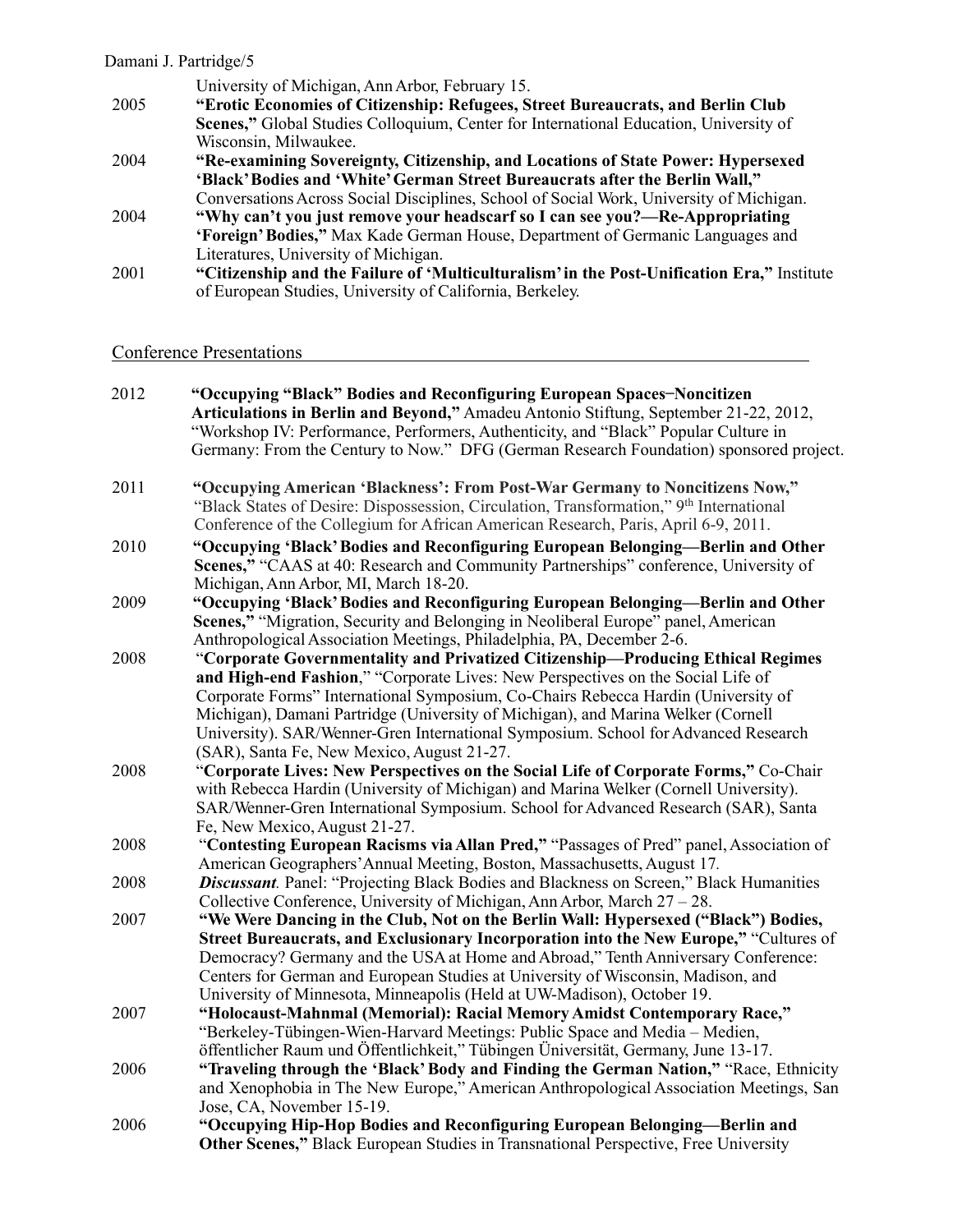University of Michigan, Ann Arbor, February 15.

2005 **"Erotic Economies of Citizenship: Refugees, Street Bureaucrats, and Berlin Club Scenes,"** Global Studies Colloquium, Center for International Education, University of Wisconsin, Milwaukee.

2004 **"Re-examining Sovereignty, Citizenship, and Locations of State Power: Hypersexed 'Black' Bodies and 'White' German Street Bureaucrats after the Berlin Wall,"** Conversations Across Social Disciplines, School of Social Work, University of Michigan.

2004 **"Why can't you just remove your headscarf so I can see you?—Re-Appropriating 'Foreign' Bodies,"** Max Kade German House, Department of Germanic Languages and Literatures, University of Michigan.

2001 **"Citizenship and the Failure of 'Multiculturalism' in the Post-Unification Era,"** Institute of European Studies, University of California, Berkeley.

## Conference Presentations

2012 **"Occupying "Black" Bodies and Reconfiguring European Spaces−Noncitizen Articulations in Berlin and Beyond,"** Amadeu Antonio Stiftung, September 21-22, 2012, "Workshop IV: Performance, Performers, Authenticity, and "Black" Popular Culture in Germany: From the Century to Now." DFG (German Research Foundation) sponsored project.

2011 **"Occupying American 'Blackness': From Post-War Germany to Noncitizens Now,"** "Black States of Desire: Dispossession, Circulation, Transformation," 9th International Conference of the Collegium for African American Research, Paris, April 6-9, 2011.

2010 **"Occupying 'Black' Bodies and Reconfiguring European Belonging—Berlin and Other Scenes,"** "CAAS at 40: Research and Community Partnerships" conference, University of Michigan, Ann Arbor, MI, March 18-20.

2009 **"Occupying 'Black' Bodies and Reconfiguring European Belonging—Berlin and Other Scenes,"** "Migration, Security and Belonging in Neoliberal Europe" panel, American Anthropological Association Meetings, Philadelphia, PA, December 2-6.

2008 "**Corporate Governmentality and Privatized Citizenship—Producing Ethical Regimes and High-end Fashion**," "Corporate Lives: New Perspectives on the Social Life of Corporate Forms" International Symposium, Co-Chairs Rebecca Hardin (University of Michigan), Damani Partridge (University of Michigan), and Marina Welker (Cornell University). SAR/Wenner-Gren International Symposium. School for Advanced Research (SAR), Santa Fe, New Mexico, August 21-27.

2008 "**Corporate Lives: New Perspectives on the Social Life of Corporate Forms,"** Co-Chair with Rebecca Hardin (University of Michigan) and Marina Welker (Cornell University). SAR/Wenner-Gren International Symposium. School for Advanced Research (SAR), Santa Fe, New Mexico, August 21-27.

2008 "**Contesting European Racisms via Allan Pred,"** "Passages of Pred" panel, Association of American Geographers' Annual Meeting, Boston, Massachusetts, August 17.

2008 ***Discussant.*** Panel: "Projecting Black Bodies and Blackness on Screen," Black Humanities Collective Conference, University of Michigan, Ann Arbor, March 27 – 28.

2007 **"We Were Dancing in the Club, Not on the Berlin Wall: Hypersexed ("Black") Bodies, Street Bureaucrats, and Exclusionary Incorporation into the New Europe,"** "Cultures of Democracy? Germany and the USA at Home and Abroad," Tenth Anniversary Conference: Centers for German and European Studies at University of Wisconsin, Madison, and University of Minnesota, Minneapolis (Held at UW-Madison), October 19.

2007 **"Holocaust-Mahnmal (Memorial): Racial Memory Amidst Contemporary Race,"** "Berkeley-Tübingen-Wien-Harvard Meetings: Public Space and Media – Medien, öffentlicher Raum und Öffentlichkeit," Tübingen Üniversität, Germany, June 13-17.

2006 **"Traveling through the 'Black' Body and Finding the German Nation,"** "Race, Ethnicity and Xenophobia in The New Europe," American Anthropological Association Meetings, San Jose, CA, November 15-19.

2006 **"Occupying Hip-Hop Bodies and Reconfiguring European Belonging—Berlin and Other Scenes,"** Black European Studies in Transnational Perspective, Free University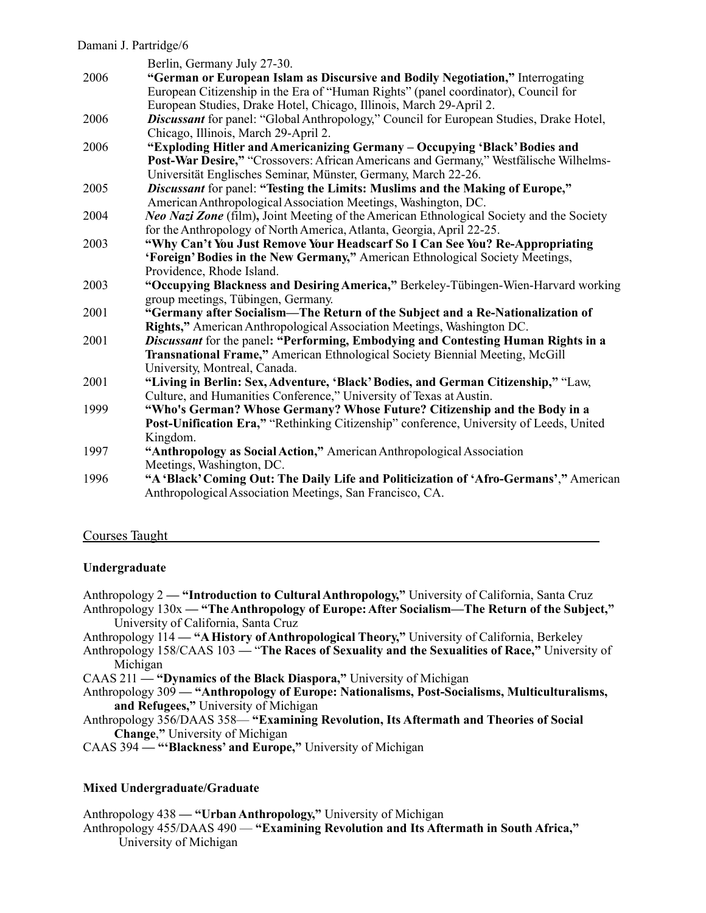Berlin, Germany July 27-30.

2006 **"German or European Islam as Discursive and Bodily Negotiation,"** Interrogating European Citizenship in the Era of "Human Rights" (panel coordinator), Council for European Studies, Drake Hotel, Chicago, Illinois, March 29-April 2.

2006 ***Discussant*** for panel: "Global Anthropology," Council for European Studies, Drake Hotel, Chicago, Illinois, March 29-April 2.

2006 **"Exploding Hitler and Americanizing Germany – Occupying 'Black' Bodies and Post-War Desire,"** "Crossovers: African Americans and Germany," Westfälische Wilhelms-Universität Englisches Seminar, Münster, Germany, March 22-26.

2005 ***Discussant*** for panel: **"Testing the Limits: Muslims and the Making of Europe,"** American Anthropological Association Meetings, Washington, DC.

2004 ***Neo Nazi Zone*** (film)**,** Joint Meeting of the American Ethnological Society and the Society for the Anthropology of North America, Atlanta, Georgia, April 22-25.

2003 **"Why Can't You Just Remove Your Headscarf So I Can See You? Re-Appropriating 'Foreign' Bodies in the New Germany,"** American Ethnological Society Meetings, Providence, Rhode Island.

2003 **"Occupying Blackness and Desiring America,"** Berkeley-Tübingen-Wien-Harvard working group meetings, Tübingen, Germany.

2001 **"Germany after Socialism—The Return of the Subject and a Re-Nationalization of Rights,"** American Anthropological Association Meetings, Washington DC.

2001 ***Discussant*** for the panel**: "Performing, Embodying and Contesting Human Rights in a Transnational Frame,"** American Ethnological Society Biennial Meeting, McGill University, Montreal, Canada.

2001 **"Living in Berlin: Sex, Adventure, 'Black' Bodies, and German Citizenship,"** "Law, Culture, and Humanities Conference," University of Texas at Austin.

1999 **"Who's German? Whose Germany? Whose Future? Citizenship and the Body in a Post-Unification Era,"** "Rethinking Citizenship" conference, University of Leeds, United Kingdom.

1997 **"Anthropology as Social Action,"** American Anthropological Association Meetings, Washington, DC.

1996 **"A 'Black' Coming Out: The Daily Life and Politicization of 'Afro-Germans',"** American Anthropological Association Meetings, San Francisco, CA.

## Courses Taught

### Undergraduate

Anthropology 2 **— "Introduction to Cultural Anthropology,"** University of California, Santa Cruz

Anthropology 130x **— "The Anthropology of Europe: After Socialism—The Return of the Subject,"** University of California, Santa Cruz

Anthropology 114 **— "A History of Anthropological Theory,"** University of California, Berkeley

Anthropology 158/CAAS 103 **—** "**The Races of Sexuality and the Sexualities of Race,"** University of Michigan

CAAS 211 **— "Dynamics of the Black Diaspora,"** University of Michigan

Anthropology 309 **— "Anthropology of Europe: Nationalisms, Post-Socialisms, Multiculturalisms, and Refugees,"** University of Michigan

Anthropology 356/DAAS 358— **"Examining Revolution, Its Aftermath and Theories of Social Change**,**"** University of Michigan

CAAS 394 **— "'Blackness' and Europe,"** University of Michigan

### Mixed Undergraduate/Graduate

Anthropology 438 **— "Urban Anthropology,"** University of Michigan

Anthropology 455/DAAS 490 — **"Examining Revolution and Its Aftermath in South Africa,"** University of Michigan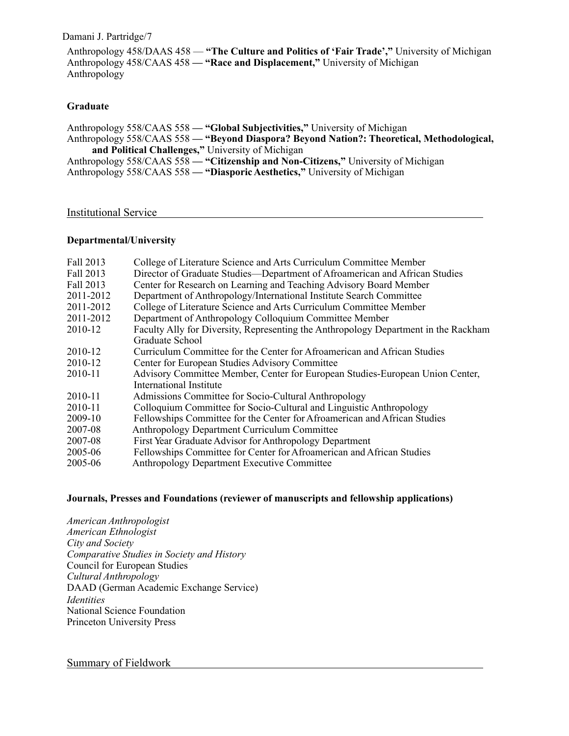Anthropology 458/DAAS 458 — **"The Culture and Politics of 'Fair Trade',"** University of Michigan
Anthropology 458/CAAS 458 **— "Race and Displacement,"** University of Michigan
Anthropology

### Graduate

Anthropology 558/CAAS 558 **— "Global Subjectivities,"** University of Michigan
Anthropology 558/CAAS 558 **— "Beyond Diaspora? Beyond Nation?: Theoretical, Methodological, and Political Challenges,"** University of Michigan
Anthropology 558/CAAS 558 **— "Citizenship and Non-Citizens,"** University of Michigan
Anthropology 558/CAAS 558 **— "Diasporic Aesthetics,"** University of Michigan

## Institutional Service

### Departmental/University

| | |
|---|---|
| Fall 2013 | College of Literature Science and Arts Curriculum Committee Member |
| Fall 2013 | Director of Graduate Studies—Department of Afroamerican and African Studies |
| Fall 2013 | Center for Research on Learning and Teaching Advisory Board Member |
| 2011-2012 | Department of Anthropology/International Institute Search Committee |
| 2011-2012 | College of Literature Science and Arts Curriculum Committee Member |
| 2011-2012 | Department of Anthropology Colloquium Committee Member |
| 2010-12 | Faculty Ally for Diversity, Representing the Anthropology Department in the Rackham Graduate School |
| 2010-12 | Curriculum Committee for the Center for Afroamerican and African Studies |
| 2010-12 | Center for European Studies Advisory Committee |
| 2010-11 | Advisory Committee Member, Center for European Studies-European Union Center, International Institute |
| 2010-11 | Admissions Committee for Socio-Cultural Anthropology |
| 2010-11 | Colloquium Committee for Socio-Cultural and Linguistic Anthropology |
| 2009-10 | Fellowships Committee for the Center for Afroamerican and African Studies |
| 2007-08 | Anthropology Department Curriculum Committee |
| 2007-08 | First Year Graduate Advisor for Anthropology Department |
| 2005-06 | Fellowships Committee for Center for Afroamerican and African Studies |
| 2005-06 | Anthropology Department Executive Committee |

### Journals, Presses and Foundations (reviewer of manuscripts and fellowship applications)

*American Anthropologist*
*American Ethnologist*
*City and Society*
*Comparative Studies in Society and History*
Council for European Studies
*Cultural Anthropology*
DAAD (German Academic Exchange Service)
*Identities*
National Science Foundation
Princeton University Press

## Summary of Fieldwork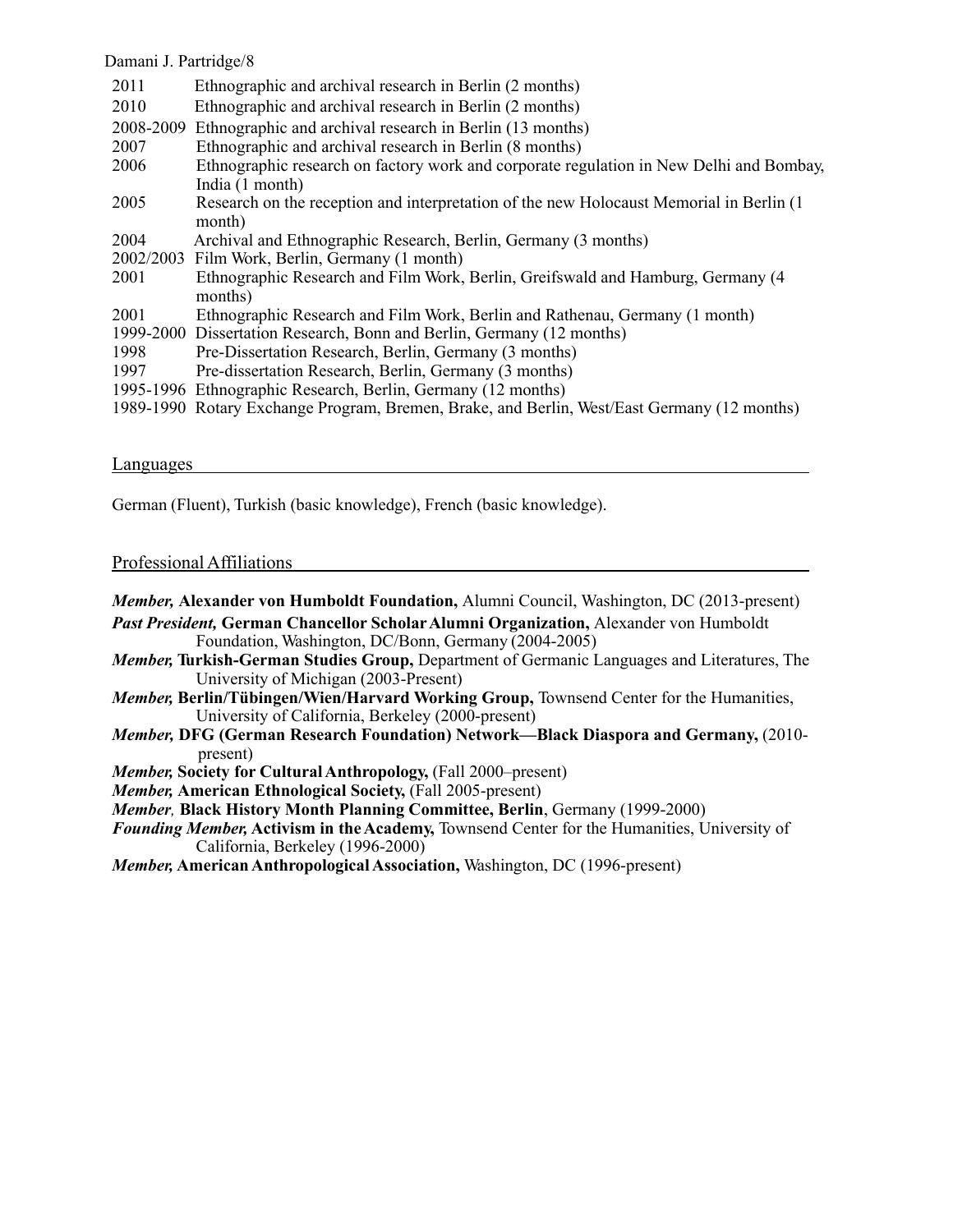| | |
|---|---|
| 2011 | Ethnographic and archival research in Berlin (2 months) |
| 2010 | Ethnographic and archival research in Berlin (2 months) |
| 2008-2009 | Ethnographic and archival research in Berlin (13 months) |
| 2007 | Ethnographic and archival research in Berlin (8 months) |
| 2006 | Ethnographic research on factory work and corporate regulation in New Delhi and Bombay, India (1 month) |
| 2005 | Research on the reception and interpretation of the new Holocaust Memorial in Berlin (1 month) |
| 2004 | Archival and Ethnographic Research, Berlin, Germany (3 months) |
| 2002/2003 | Film Work, Berlin, Germany (1 month) |
| 2001 | Ethnographic Research and Film Work, Berlin, Greifswald and Hamburg, Germany (4 months) |
| 2001 | Ethnographic Research and Film Work, Berlin and Rathenau, Germany (1 month) |
| 1999-2000 | Dissertation Research, Bonn and Berlin, Germany (12 months) |
| 1998 | Pre-Dissertation Research, Berlin, Germany (3 months) |
| 1997 | Pre-dissertation Research, Berlin, Germany (3 months) |
| 1995-1996 | Ethnographic Research, Berlin, Germany (12 months) |
| 1989-1990 | Rotary Exchange Program, Bremen, Brake, and Berlin, West/East Germany (12 months) |

## Languages

German (Fluent), Turkish (basic knowledge), French (basic knowledge).

## Professional Affiliations

***Member,*** **Alexander von Humboldt Foundation,** Alumni Council, Washington, DC (2013-present)

***Past President,*** **German Chancellor Scholar Alumni Organization,** Alexander von Humboldt Foundation, Washington, DC/Bonn, Germany (2004-2005)

***Member,*** **Turkish-German Studies Group,** Department of Germanic Languages and Literatures, The University of Michigan (2003-Present)

***Member,*** **Berlin/Tübingen/Wien/Harvard Working Group,** Townsend Center for the Humanities, University of California, Berkeley (2000-present)

***Member,*** **DFG (German Research Foundation) Network—Black Diaspora and Germany,** (2010-present)

***Member,*** **Society for Cultural Anthropology,** (Fall 2000–present)

***Member,*** **American Ethnological Society,** (Fall 2005-present)

***Member,*** **Black History Month Planning Committee, Berlin**, Germany (1999-2000)

***Founding Member,*** **Activism in the Academy,** Townsend Center for the Humanities, University of California, Berkeley (1996-2000)

***Member,*** **American Anthropological Association,** Washington, DC (1996-present)